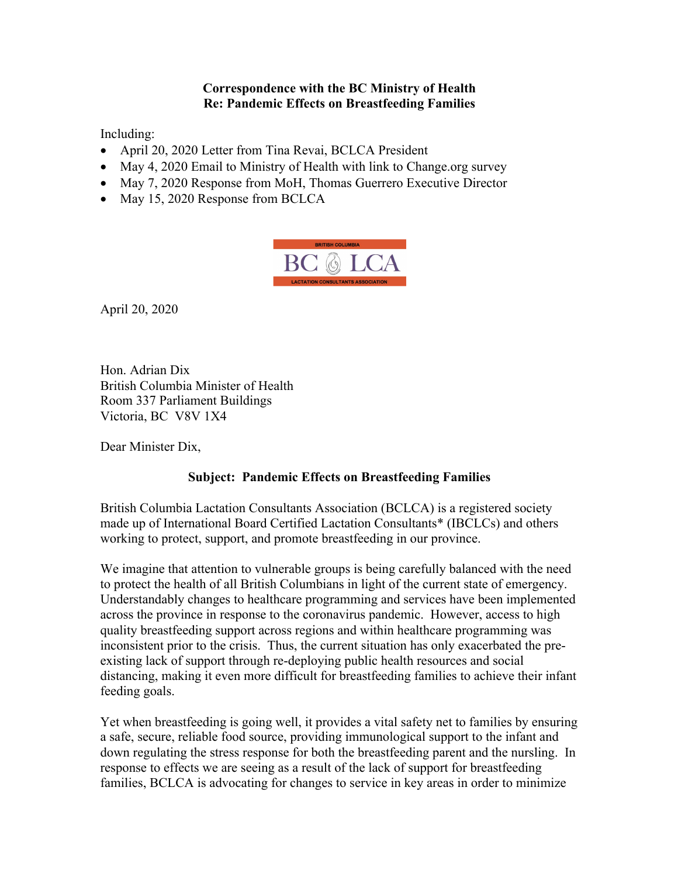**Correspondence with the BC Ministry of Health**
**Re: Pandemic Effects on Breastfeeding Families**

Including:

- April 20, 2020 Letter from Tina Revai, BCLCA President
- May 4, 2020 Email to Ministry of Health with link to Change.org survey
- May 7, 2020 Response from MoH, Thomas Guerrero Executive Director
- May 15, 2020 Response from BCLCA

BRITISH COLUMBIA
BC LCA
LACTATION CONSULTANTS ASSOCIATION

April 20, 2020

Hon. Adrian Dix
British Columbia Minister of Health
Room 337 Parliament Buildings
Victoria, BC V8V 1X4

Dear Minister Dix,

**Subject: Pandemic Effects on Breastfeeding Families**

British Columbia Lactation Consultants Association (BCLCA) is a registered society made up of International Board Certified Lactation Consultants* (IBCLCs) and others working to protect, support, and promote breastfeeding in our province.

We imagine that attention to vulnerable groups is being carefully balanced with the need to protect the health of all British Columbians in light of the current state of emergency. Understandably changes to healthcare programming and services have been implemented across the province in response to the coronavirus pandemic. However, access to high quality breastfeeding support across regions and within healthcare programming was inconsistent prior to the crisis. Thus, the current situation has only exacerbated the pre-existing lack of support through re-deploying public health resources and social distancing, making it even more difficult for breastfeeding families to achieve their infant feeding goals.

Yet when breastfeeding is going well, it provides a vital safety net to families by ensuring a safe, secure, reliable food source, providing immunological support to the infant and down regulating the stress response for both the breastfeeding parent and the nursling. In response to effects we are seeing as a result of the lack of support for breastfeeding families, BCLCA is advocating for changes to service in key areas in order to minimize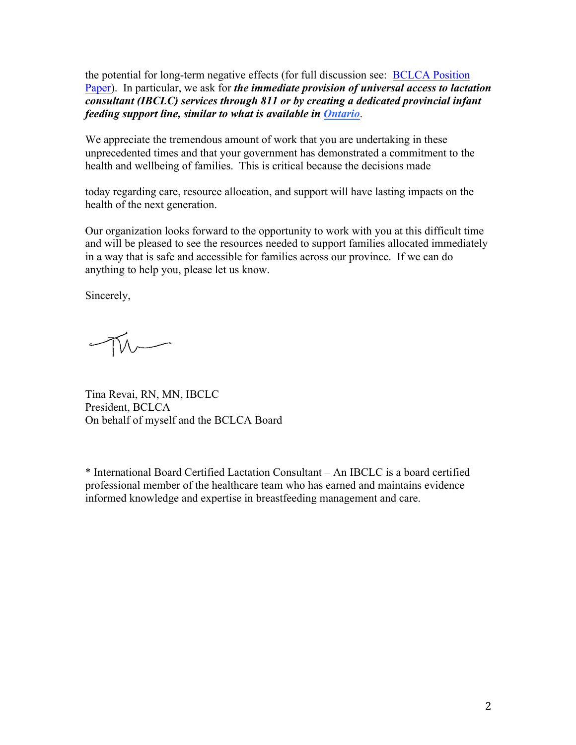the potential for long-term negative effects (for full discussion see: [BCLCA Position Paper](#)). In particular, we ask for ***the immediate provision of universal access to lactation consultant (IBCLC) services through 811 or by creating a dedicated provincial infant feeding support line, similar to what is available in [Ontario](#)***.

We appreciate the tremendous amount of work that you are undertaking in these unprecedented times and that your government has demonstrated a commitment to the health and wellbeing of families. This is critical because the decisions made today regarding care, resource allocation, and support will have lasting impacts on the health of the next generation.

Our organization looks forward to the opportunity to work with you at this difficult time and will be pleased to see the resources needed to support families allocated immediately in a way that is safe and accessible for families across our province. If we can do anything to help you, please let us know.

Sincerely,

Tina Revai, RN, MN, IBCLC
President, BCLCA
On behalf of myself and the BCLCA Board

\* International Board Certified Lactation Consultant – An IBCLC is a board certified professional member of the healthcare team who has earned and maintains evidence informed knowledge and expertise in breastfeeding management and care.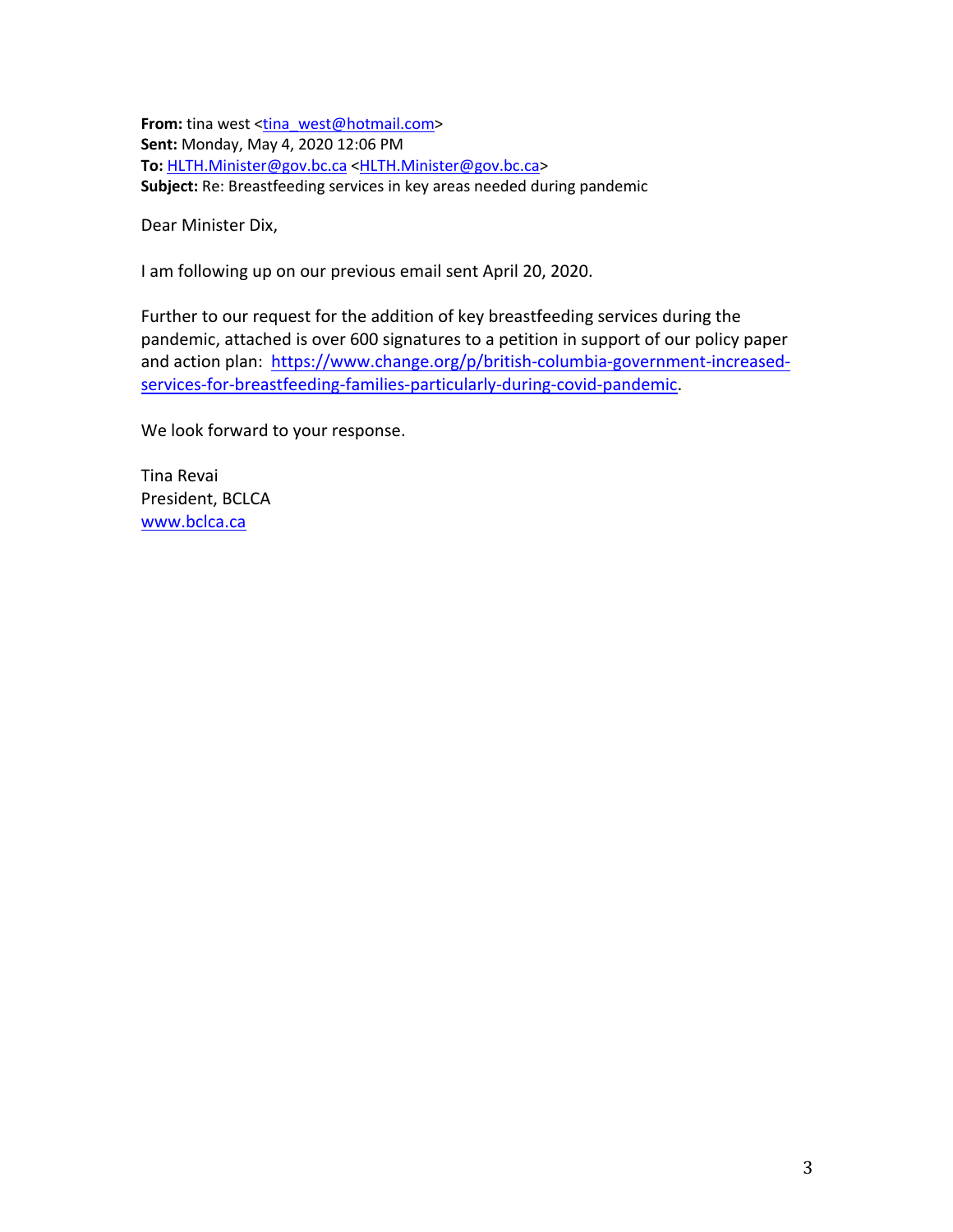**From:** tina west <tina_west@hotmail.com>
**Sent:** Monday, May 4, 2020 12:06 PM
**To:** HLTH.Minister@gov.bc.ca <HLTH.Minister@gov.bc.ca>
**Subject:** Re: Breastfeeding services in key areas needed during pandemic

Dear Minister Dix,

I am following up on our previous email sent April 20, 2020.

Further to our request for the addition of key breastfeeding services during the pandemic, attached is over 600 signatures to a petition in support of our policy paper and action plan: https://www.change.org/p/british-columbia-government-increased-services-for-breastfeeding-families-particularly-during-covid-pandemic.

We look forward to your response.

Tina Revai
President, BCLCA
www.bclca.ca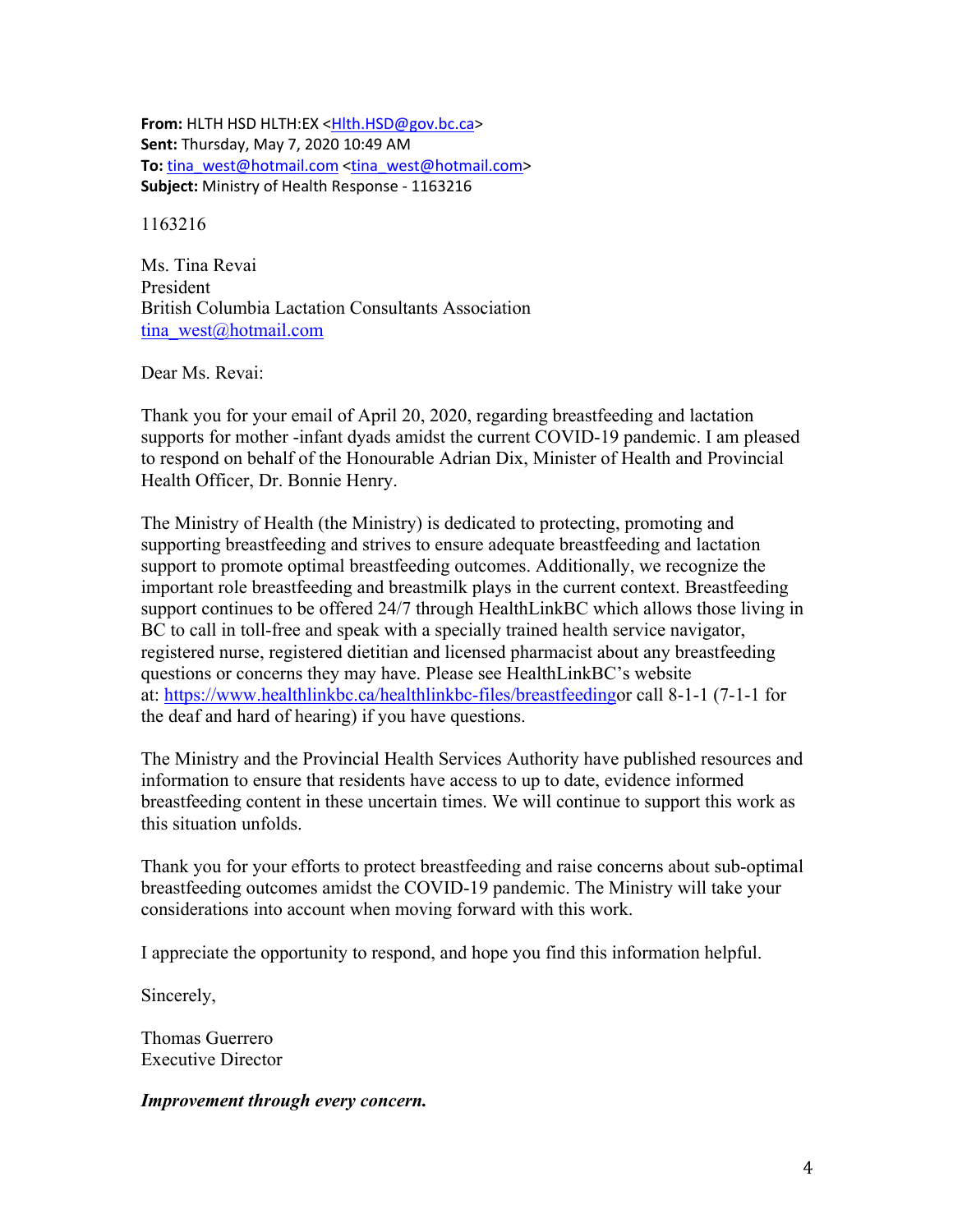**From:** HLTH HSD HLTH:EX <Hlth.HSD@gov.bc.ca>
**Sent:** Thursday, May 7, 2020 10:49 AM
**To:** tina_west@hotmail.com <tina_west@hotmail.com>
**Subject:** Ministry of Health Response - 1163216

1163216

Ms. Tina Revai
President
British Columbia Lactation Consultants Association
tina_west@hotmail.com

Dear Ms. Revai:

Thank you for your email of April 20, 2020, regarding breastfeeding and lactation supports for mother -infant dyads amidst the current COVID-19 pandemic. I am pleased to respond on behalf of the Honourable Adrian Dix, Minister of Health and Provincial Health Officer, Dr. Bonnie Henry.

The Ministry of Health (the Ministry) is dedicated to protecting, promoting and supporting breastfeeding and strives to ensure adequate breastfeeding and lactation support to promote optimal breastfeeding outcomes. Additionally, we recognize the important role breastfeeding and breastmilk plays in the current context. Breastfeeding support continues to be offered 24/7 through HealthLinkBC which allows those living in BC to call in toll-free and speak with a specially trained health service navigator, registered nurse, registered dietitian and licensed pharmacist about any breastfeeding questions or concerns they may have. Please see HealthLinkBC's website at: https://www.healthlinkbc.ca/healthlinkbc-files/breastfeedingor call 8-1-1 (7-1-1 for the deaf and hard of hearing) if you have questions.

The Ministry and the Provincial Health Services Authority have published resources and information to ensure that residents have access to up to date, evidence informed breastfeeding content in these uncertain times. We will continue to support this work as this situation unfolds.

Thank you for your efforts to protect breastfeeding and raise concerns about sub-optimal breastfeeding outcomes amidst the COVID-19 pandemic. The Ministry will take your considerations into account when moving forward with this work.

I appreciate the opportunity to respond, and hope you find this information helpful.

Sincerely,

Thomas Guerrero
Executive Director

***Improvement through every concern.***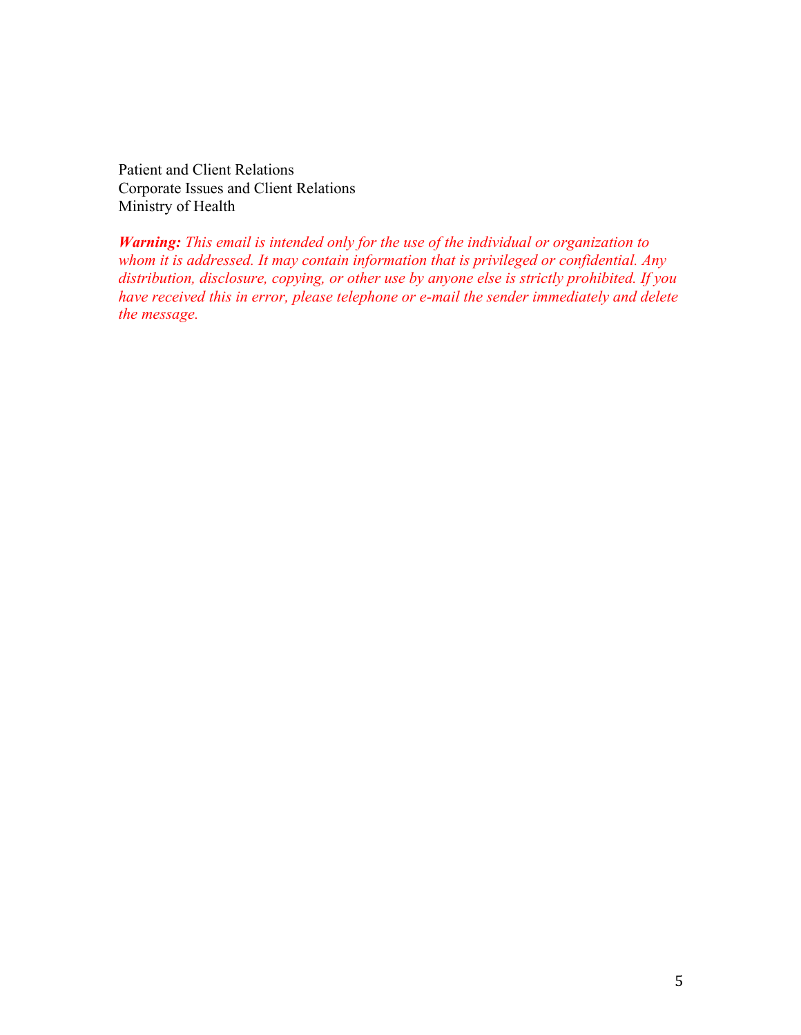Patient and Client Relations
Corporate Issues and Client Relations
Ministry of Health

***Warning:*** *This email is intended only for the use of the individual or organization to whom it is addressed. It may contain information that is privileged or confidential. Any distribution, disclosure, copying, or other use by anyone else is strictly prohibited. If you have received this in error, please telephone or e-mail the sender immediately and delete the message.*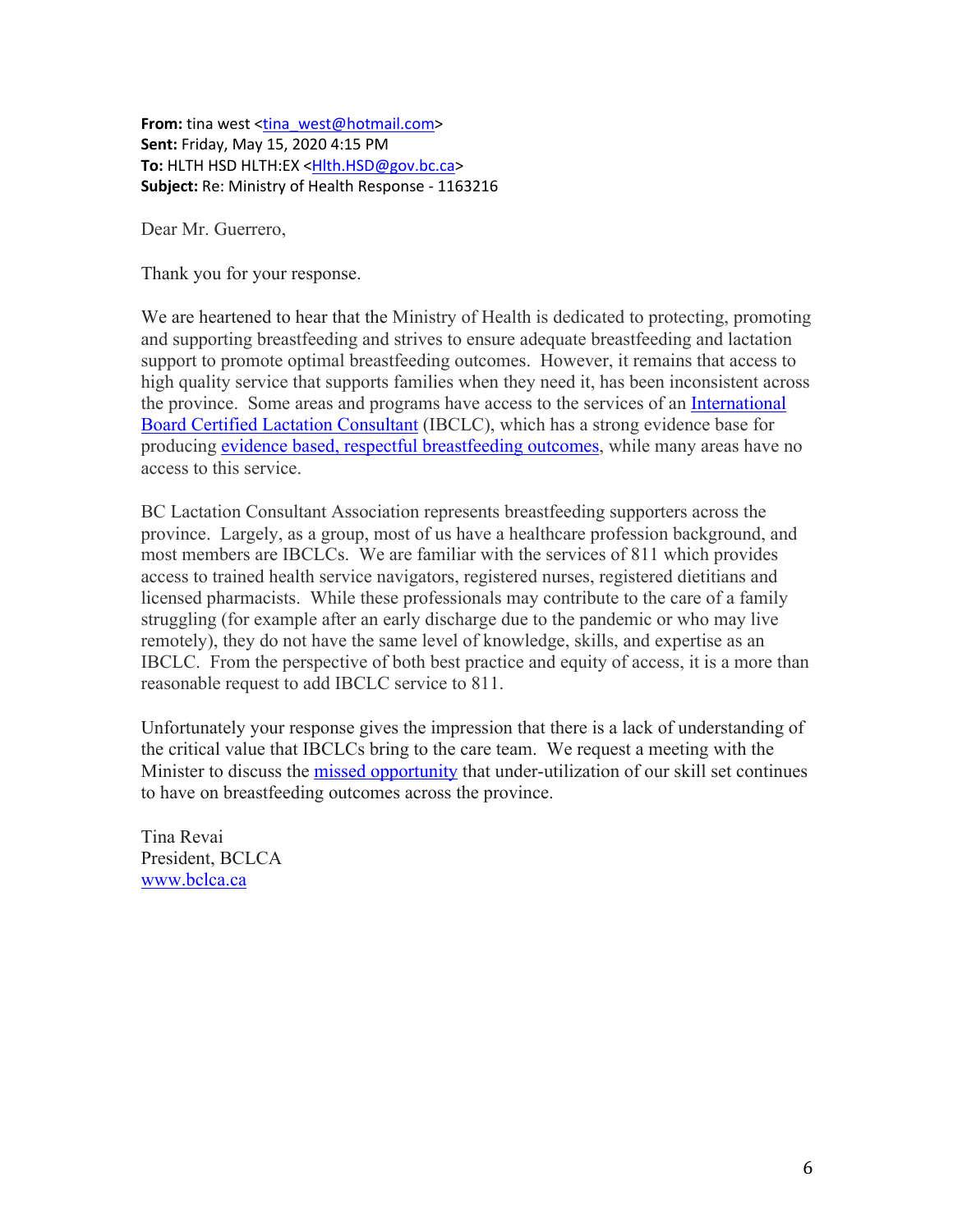**From:** tina west <tina_west@hotmail.com>
**Sent:** Friday, May 15, 2020 4:15 PM
**To:** HLTH HSD HLTH:EX <Hlth.HSD@gov.bc.ca>
**Subject:** Re: Ministry of Health Response - 1163216

Dear Mr. Guerrero,

Thank you for your response.

We are heartened to hear that the Ministry of Health is dedicated to protecting, promoting and supporting breastfeeding and strives to ensure adequate breastfeeding and lactation support to promote optimal breastfeeding outcomes. However, it remains that access to high quality service that supports families when they need it, has been inconsistent across the province. Some areas and programs have access to the services of an International Board Certified Lactation Consultant (IBCLC), which has a strong evidence base for producing evidence based, respectful breastfeeding outcomes, while many areas have no access to this service.

BC Lactation Consultant Association represents breastfeeding supporters across the province. Largely, as a group, most of us have a healthcare profession background, and most members are IBCLCs. We are familiar with the services of 811 which provides access to trained health service navigators, registered nurses, registered dietitians and licensed pharmacists. While these professionals may contribute to the care of a family struggling (for example after an early discharge due to the pandemic or who may live remotely), they do not have the same level of knowledge, skills, and expertise as an IBCLC. From the perspective of both best practice and equity of access, it is a more than reasonable request to add IBCLC service to 811.

Unfortunately your response gives the impression that there is a lack of understanding of the critical value that IBCLCs bring to the care team. We request a meeting with the Minister to discuss the missed opportunity that under-utilization of our skill set continues to have on breastfeeding outcomes across the province.

Tina Revai
President, BCLCA
www.bclca.ca